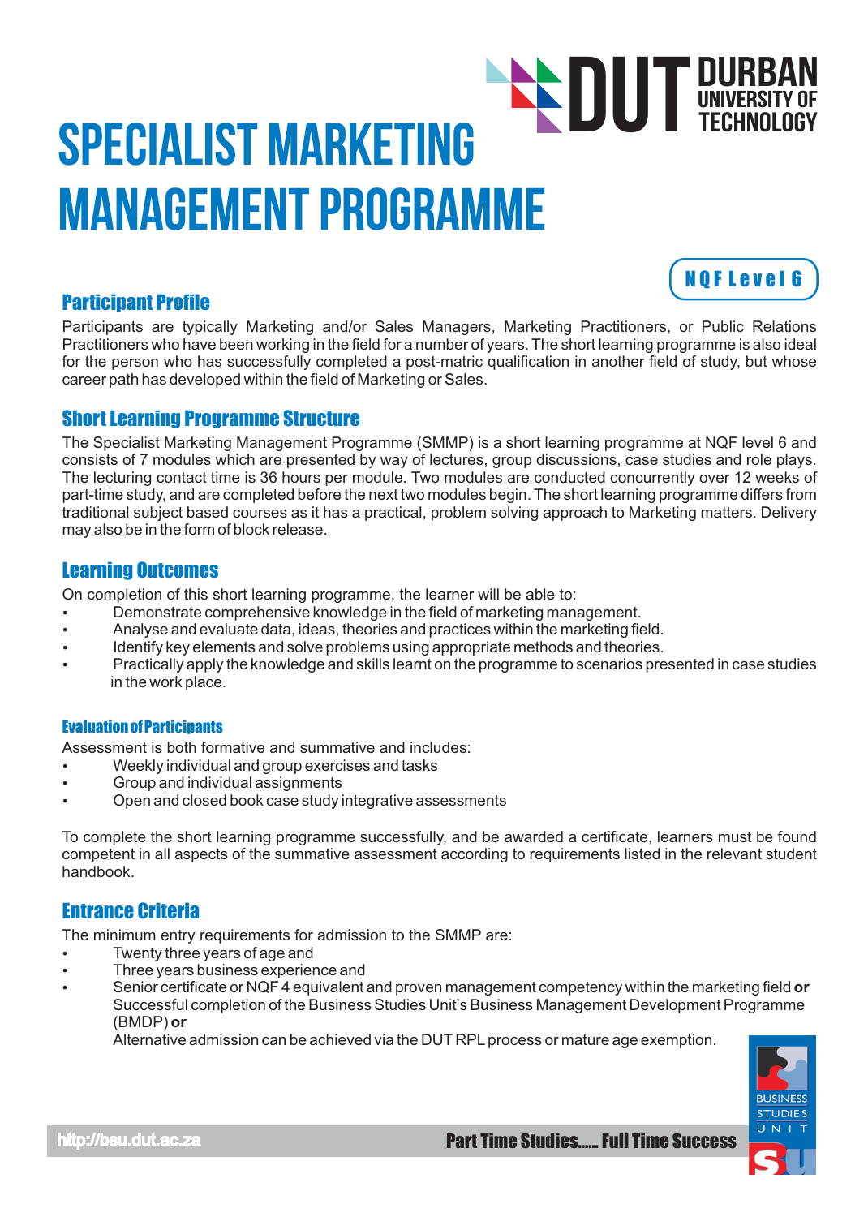# SPECIALIST MARKETING MANAGEMENT PROGRAMME

DUT DURBAN UNIVERSITY OF TECHNOLOGY

NQF Level 6

## Participant Profile

Participants are typically Marketing and/or Sales Managers, Marketing Practitioners, or Public Relations Practitioners who have been working in the field for a number of years. The short learning programme is also ideal for the person who has successfully completed a post-matric qualification in another field of study, but whose career path has developed within the field of Marketing or Sales.

## Short Learning Programme Structure

The Specialist Marketing Management Programme (SMMP) is a short learning programme at NQF level 6 and consists of 7 modules which are presented by way of lectures, group discussions, case studies and role plays. The lecturing contact time is 36 hours per module. Two modules are conducted concurrently over 12 weeks of part-time study, and are completed before the next two modules begin. The short learning programme differs from traditional subject based courses as it has a practical, problem solving approach to Marketing matters. Delivery may also be in the form of block release.

## Learning Outcomes

On completion of this short learning programme, the learner will be able to:

- Demonstrate comprehensive knowledge in the field of marketing management.
- Analyse and evaluate data, ideas, theories and practices within the marketing field.
- Identify key elements and solve problems using appropriate methods and theories.
- Practically apply the knowledge and skills learnt on the programme to scenarios presented in case studies in the work place.

### Evaluation of Participants

Assessment is both formative and summative and includes:

- Weekly individual and group exercises and tasks
- Group and individual assignments
- Open and closed book case study integrative assessments

To complete the short learning programme successfully, and be awarded a certificate, learners must be found competent in all aspects of the summative assessment according to requirements listed in the relevant student handbook.

## Entrance Criteria

The minimum entry requirements for admission to the SMMP are:

- Twenty three years of age and
- Three years business experience and
- Senior certificate or NQF 4 equivalent and proven management competency within the marketing field **or** Successful completion of the Business Studies Unit's Business Management Development Programme (BMDP) **or**
  Alternative admission can be achieved via the DUT RPL process or mature age exemption.

BUSINESS STUDIES UNIT

http://bsu.dut.ac.za

Part Time Studies...... Full Time Success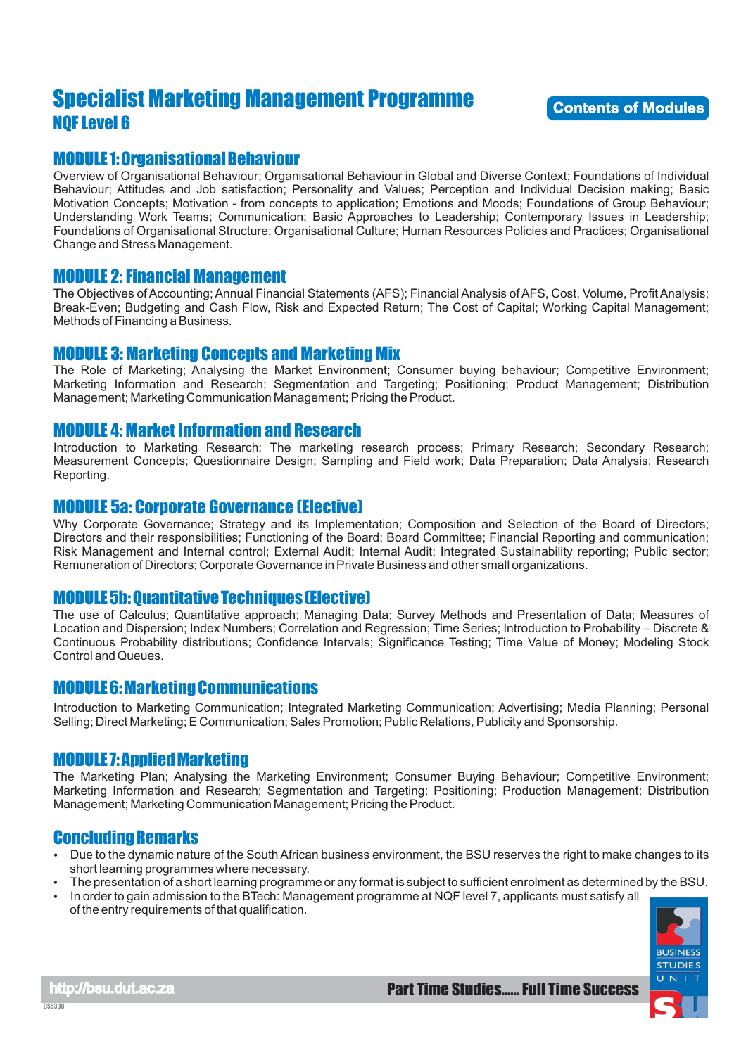# Specialist Marketing Management Programme

## NQF Level 6

**Contents of Modules**

## MODULE 1: Organisational Behaviour

Overview of Organisational Behaviour; Organisational Behaviour in Global and Diverse Context; Foundations of Individual Behaviour; Attitudes and Job satisfaction; Personality and Values; Perception and Individual Decision making; Basic Motivation Concepts; Motivation - from concepts to application; Emotions and Moods; Foundations of Group Behaviour; Understanding Work Teams; Communication; Basic Approaches to Leadership; Contemporary Issues in Leadership; Foundations of Organisational Structure; Organisational Culture; Human Resources Policies and Practices; Organisational Change and Stress Management.

## MODULE 2: Financial Management

The Objectives of Accounting; Annual Financial Statements (AFS); Financial Analysis of AFS, Cost, Volume, Profit Analysis; Break-Even; Budgeting and Cash Flow, Risk and Expected Return; The Cost of Capital; Working Capital Management; Methods of Financing a Business.

## MODULE 3: Marketing Concepts and Marketing Mix

The Role of Marketing; Analysing the Market Environment; Consumer buying behaviour; Competitive Environment; Marketing Information and Research; Segmentation and Targeting; Positioning; Product Management; Distribution Management; Marketing Communication Management; Pricing the Product.

## MODULE 4: Market Information and Research

Introduction to Marketing Research; The marketing research process; Primary Research; Secondary Research; Measurement Concepts; Questionnaire Design; Sampling and Field work; Data Preparation; Data Analysis; Research Reporting.

## MODULE 5a: Corporate Governance (Elective)

Why Corporate Governance; Strategy and its Implementation; Composition and Selection of the Board of Directors; Directors and their responsibilities; Functioning of the Board; Board Committee; Financial Reporting and communication; Risk Management and Internal control; External Audit; Internal Audit; Integrated Sustainability reporting; Public sector; Remuneration of Directors; Corporate Governance in Private Business and other small organizations.

## MODULE 5b: Quantitative Techniques (Elective)

The use of Calculus; Quantitative approach; Managing Data; Survey Methods and Presentation of Data; Measures of Location and Dispersion; Index Numbers; Correlation and Regression; Time Series; Introduction to Probability – Discrete & Continuous Probability distributions; Confidence Intervals; Significance Testing; Time Value of Money; Modeling Stock Control and Queues.

## MODULE 6: Marketing Communications

Introduction to Marketing Communication; Integrated Marketing Communication; Advertising; Media Planning; Personal Selling; Direct Marketing; E Communication; Sales Promotion; Public Relations, Publicity and Sponsorship.

## MODULE 7: Applied Marketing

The Marketing Plan; Analysing the Marketing Environment; Consumer Buying Behaviour; Competitive Environment; Marketing Information and Research; Segmentation and Targeting; Positioning; Production Management; Distribution Management; Marketing Communication Management; Pricing the Product.

## Concluding Remarks

- Due to the dynamic nature of the South African business environment, the BSU reserves the right to make changes to its short learning programmes where necessary.
- The presentation of a short learning programme or any format is subject to sufficient enrolment as determined by the BSU.
- In order to gain admission to the BTech: Management programme at NQF level 7, applicants must satisfy all of the entry requirements of that qualification.

BUSINESS STUDIES UNIT

http://bsu.dut.ac.za

**Part Time Studies...... Full Time Success**